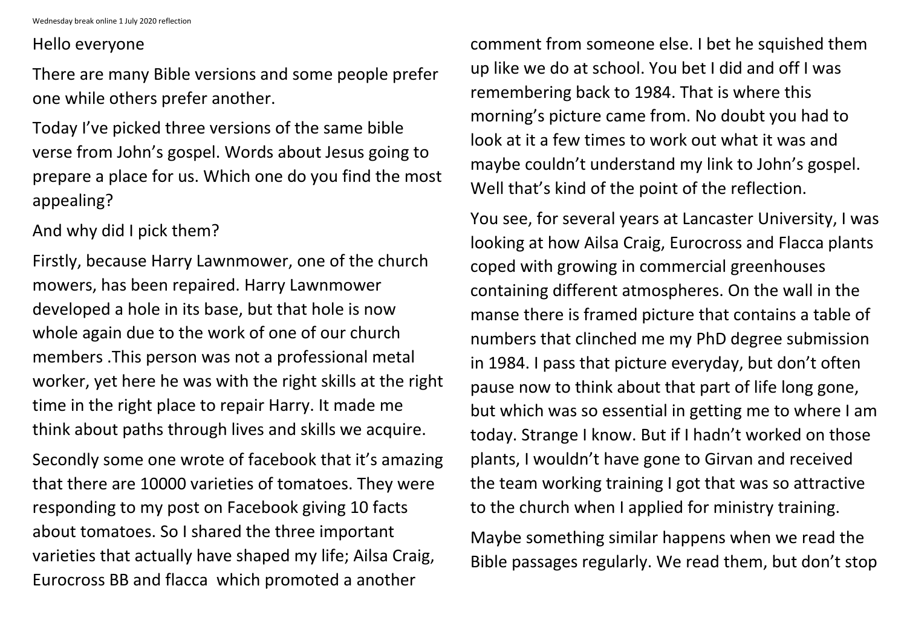Hello everyone

There are many Bible versions and some people prefer one while others prefer another.

Today I've picked three versions of the same bible verse from John's gospel. Words about Jesus going to prepare a place for us. Which one do you find the most appealing?

And why did I pick them?

Firstly, because Harry Lawnmower, one of the church mowers, has been repaired. Harry Lawnmower developed a hole in its base, but that hole is now whole again due to the work of one of our church members .This person was not a professional metal worker, yet here he was with the right skills at the right time in the right place to repair Harry. It made me think about paths through lives and skills we acquire.

Secondly some one wrote of facebook that it's amazing that there are 10000 varieties of tomatoes. They were responding to my post on Facebook giving 10 facts about tomatoes. So I shared the three important varieties that actually have shaped my life; Ailsa Craig, Eurocross BB and flacca which promoted a another comment from someone else. I bet he squished them up like we do at school. You bet I did and off I was remembering back to 1984. That is where this morning's picture came from. No doubt you had to look at it a few times to work out what it was and maybe couldn't understand my link to John's gospel. Well that's kind of the point of the reflection.

You see, for several years at Lancaster University, I was looking at how Ailsa Craig, Eurocross and Flacca plants coped with growing in commercial greenhouses containing different atmospheres. On the wall in the manse there is framed picture that contains a table of numbers that clinched me my PhD degree submission in 1984. I pass that picture everyday, but don't often pause now to think about that part of life long gone, but which was so essential in getting me to where I am today. Strange I know. But if I hadn't worked on those plants, I wouldn't have gone to Girvan and received the team working training I got that was so attractive to the church when I applied for ministry training.

Maybe something similar happens when we read the Bible passages regularly. We read them, but don't stop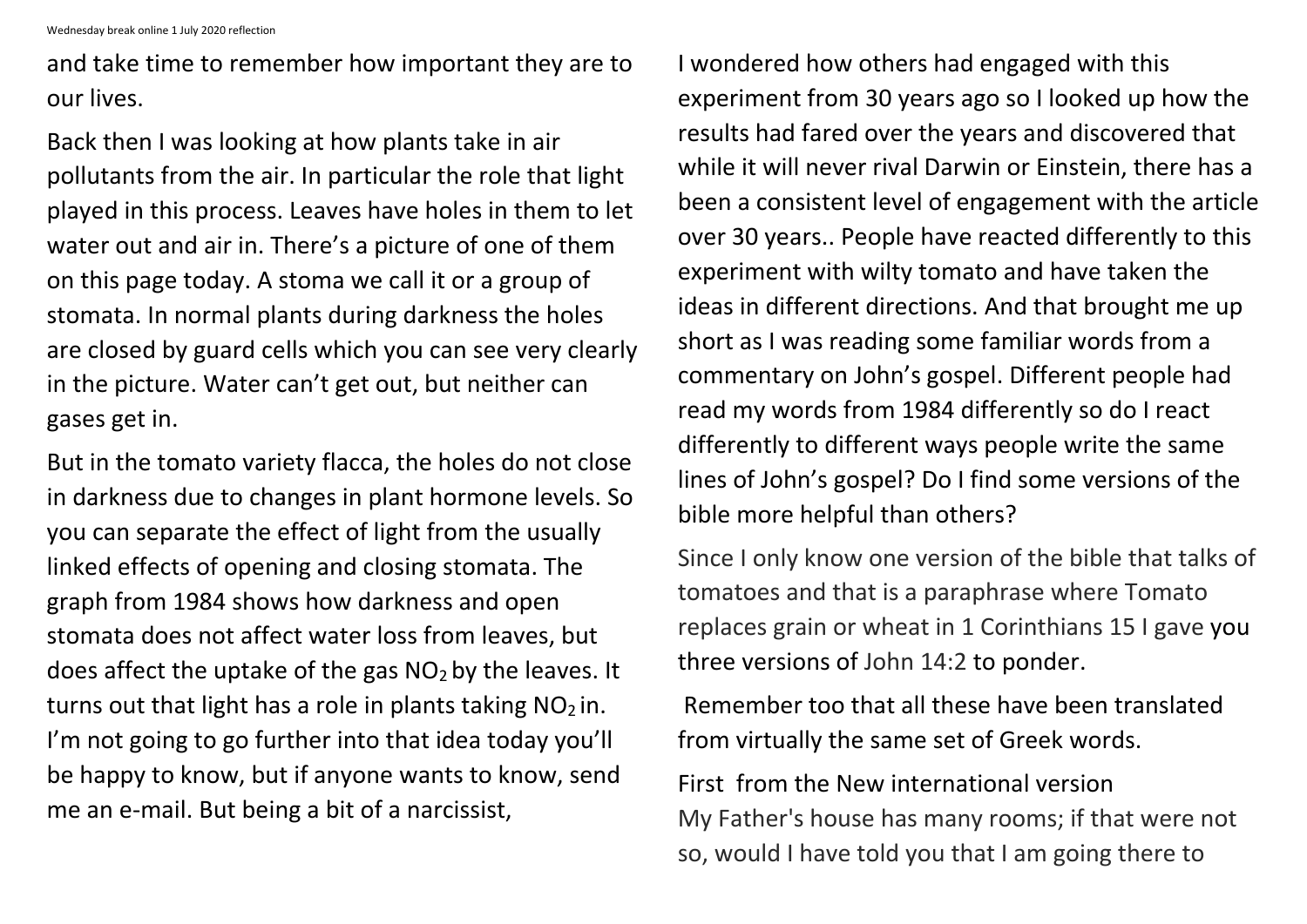and take time to remember how important they are to our lives.

Back then I was looking at how plants take in air pollutants from the air. In particular the role that light played in this process. Leaves have holes in them to let water out and air in. There's a picture of one of them on this page today. A stoma we call it or a group of stomata. In normal plants during darkness the holes are closed by guard cells which you can see very clearly in the picture. Water can't get out, but neither can gases get in.

But in the tomato variety flacca, the holes do not close in darkness due to changes in plant hormone levels. So you can separate the effect of light from the usually linked effects of opening and closing stomata. The graph from 1984 shows how darkness and open stomata does not affect water loss from leaves, but does affect the uptake of the gas $NO_2$ by the leaves. It turns out that light has a role in plants taking $NO_2$ in. I'm not going to go further into that idea today you'll be happy to know, but if anyone wants to know, send me an e-mail. But being a bit of a narcissist,

I wondered how others had engaged with this experiment from 30 years ago so I looked up how the results had fared over the years and discovered that while it will never rival Darwin or Einstein, there has a been a consistent level of engagement with the article over 30 years.. People have reacted differently to this experiment with wilty tomato and have taken the ideas in different directions. And that brought me up short as I was reading some familiar words from a commentary on John's gospel. Different people had read my words from 1984 differently so do I react differently to different ways people write the same lines of John's gospel? Do I find some versions of the bible more helpful than others?

Since I only know one version of the bible that talks of tomatoes and that is a paraphrase where Tomato replaces grain or wheat in 1 Corinthians 15 I gave you three versions of John 14:2 to ponder.

Remember too that all these have been translated from virtually the same set of Greek words.

First from the New international version
My Father's house has many rooms; if that were not so, would I have told you that I am going there to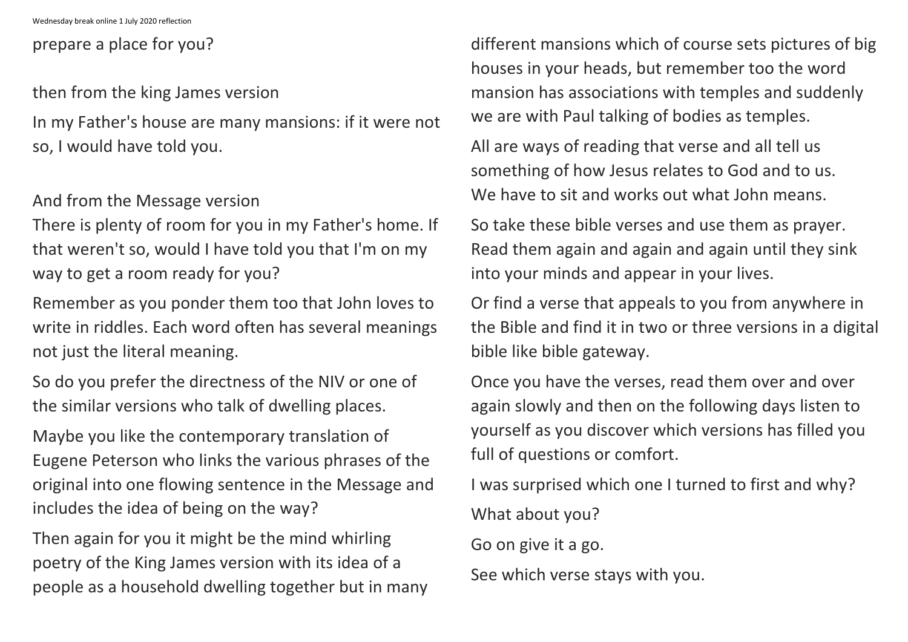prepare a place for you?

then from the king James version

In my Father's house are many mansions: if it were not so, I would have told you.

And from the Message version

There is plenty of room for you in my Father's home. If that weren't so, would I have told you that I'm on my way to get a room ready for you?

Remember as you ponder them too that John loves to write in riddles. Each word often has several meanings not just the literal meaning.

So do you prefer the directness of the NIV or one of the similar versions who talk of dwelling places.

Maybe you like the contemporary translation of Eugene Peterson who links the various phrases of the original into one flowing sentence in the Message and includes the idea of being on the way?

Then again for you it might be the mind whirling poetry of the King James version with its idea of a people as a household dwelling together but in many different mansions which of course sets pictures of big houses in your heads, but remember too the word mansion has associations with temples and suddenly we are with Paul talking of bodies as temples.

All are ways of reading that verse and all tell us something of how Jesus relates to God and to us. We have to sit and works out what John means.

So take these bible verses and use them as prayer. Read them again and again and again until they sink into your minds and appear in your lives.

Or find a verse that appeals to you from anywhere in the Bible and find it in two or three versions in a digital bible like bible gateway.

Once you have the verses, read them over and over again slowly and then on the following days listen to yourself as you discover which versions has filled you full of questions or comfort.

I was surprised which one I turned to first and why?

What about you?

Go on give it a go.

See which verse stays with you.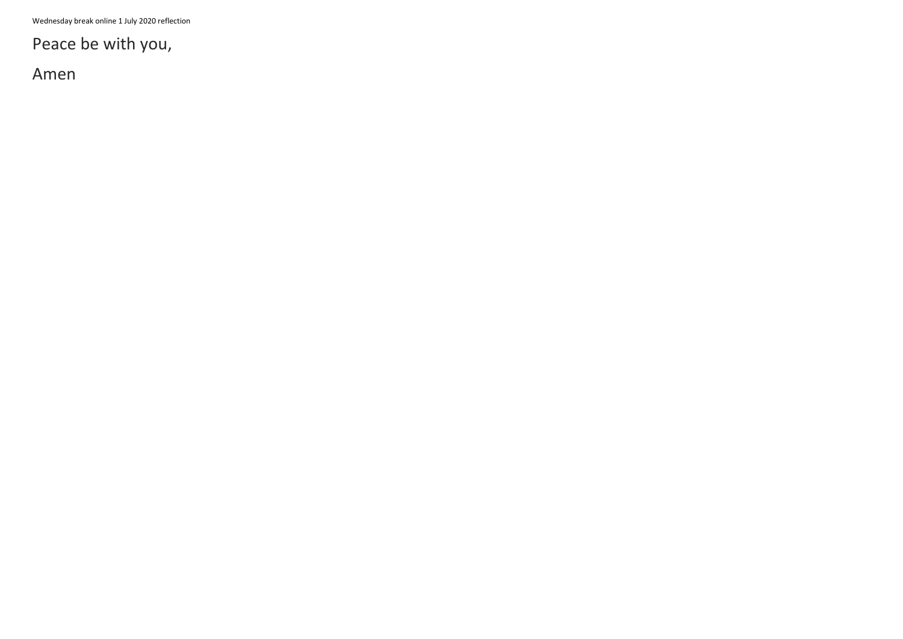Peace be with you,

Amen